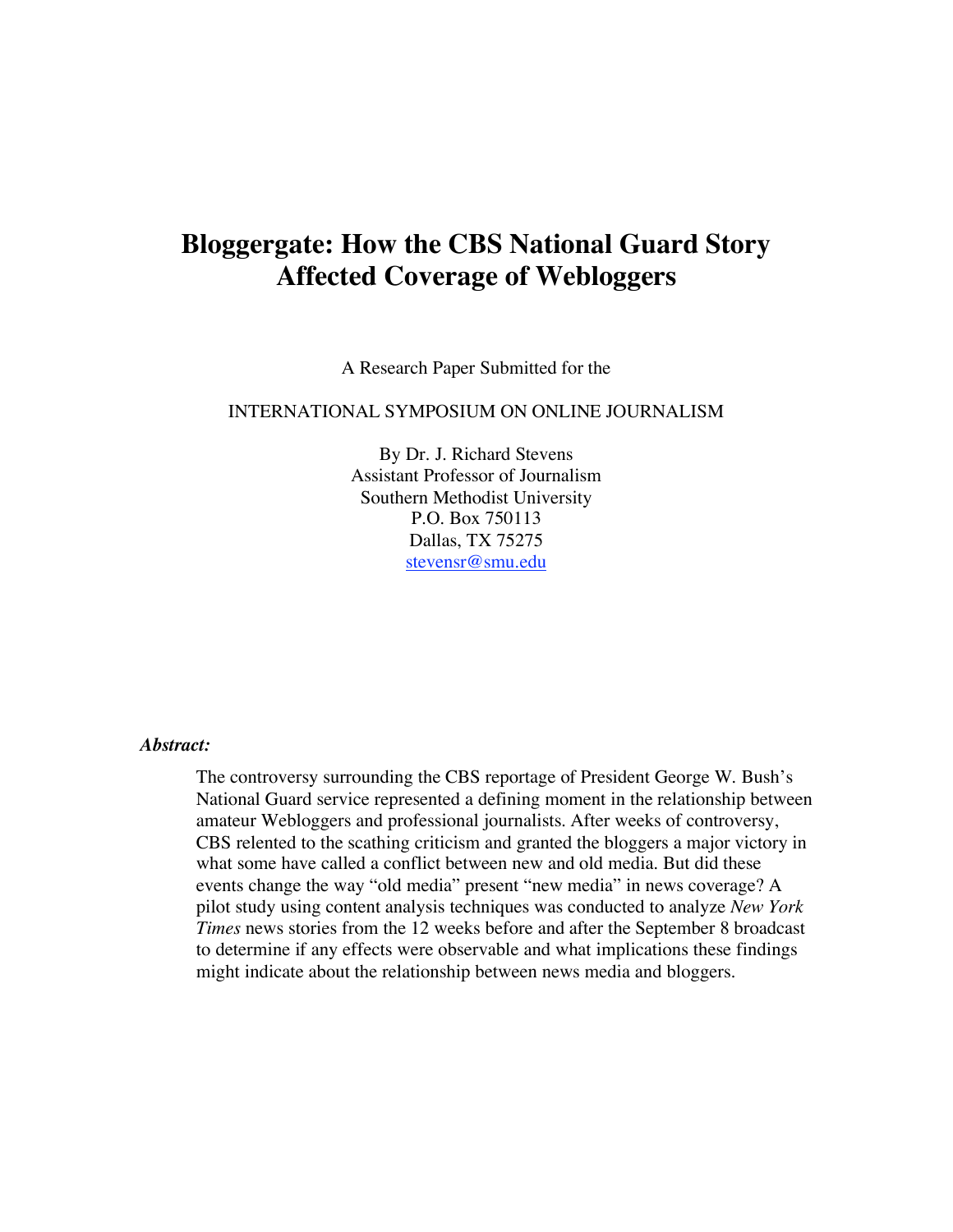# Bloggergate: How the CBS National Guard Story Affected Coverage of Webloggers

A Research Paper Submitted for the

INTERNATIONAL SYMPOSIUM ON ONLINE JOURNALISM

By Dr. J. Richard Stevens
Assistant Professor of Journalism
Southern Methodist University
P.O. Box 750113
Dallas, TX 75275
stevensr@smu.edu

***Abstract:***

The controversy surrounding the CBS reportage of President George W. Bush's National Guard service represented a defining moment in the relationship between amateur Webloggers and professional journalists. After weeks of controversy, CBS relented to the scathing criticism and granted the bloggers a major victory in what some have called a conflict between new and old media. But did these events change the way "old media" present "new media" in news coverage? A pilot study using content analysis techniques was conducted to analyze *New York Times* news stories from the 12 weeks before and after the September 8 broadcast to determine if any effects were observable and what implications these findings might indicate about the relationship between news media and bloggers.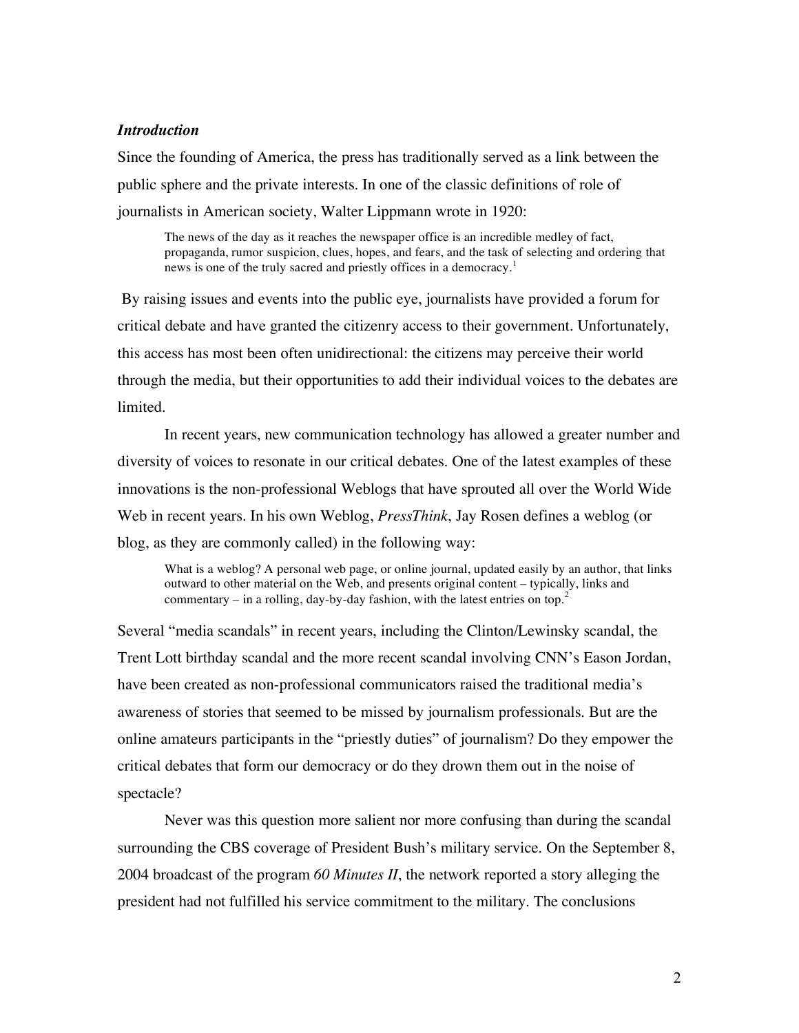### *Introduction*

Since the founding of America, the press has traditionally served as a link between the public sphere and the private interests. In one of the classic definitions of role of journalists in American society, Walter Lippmann wrote in 1920:

> The news of the day as it reaches the newspaper office is an incredible medley of fact, propaganda, rumor suspicion, clues, hopes, and fears, and the task of selecting and ordering that news is one of the truly sacred and priestly offices in a democracy.[1]

By raising issues and events into the public eye, journalists have provided a forum for critical debate and have granted the citizenry access to their government. Unfortunately, this access has most been often unidirectional: the citizens may perceive their world through the media, but their opportunities to add their individual voices to the debates are limited.

In recent years, new communication technology has allowed a greater number and diversity of voices to resonate in our critical debates. One of the latest examples of these innovations is the non-professional Weblogs that have sprouted all over the World Wide Web in recent years. In his own Weblog, *PressThink*, Jay Rosen defines a weblog (or blog, as they are commonly called) in the following way:

> What is a weblog? A personal web page, or online journal, updated easily by an author, that links outward to other material on the Web, and presents original content – typically, links and commentary – in a rolling, day-by-day fashion, with the latest entries on top.[2]

Several "media scandals" in recent years, including the Clinton/Lewinsky scandal, the Trent Lott birthday scandal and the more recent scandal involving CNN's Eason Jordan, have been created as non-professional communicators raised the traditional media's awareness of stories that seemed to be missed by journalism professionals. But are the online amateurs participants in the "priestly duties" of journalism? Do they empower the critical debates that form our democracy or do they drown them out in the noise of spectacle?

Never was this question more salient nor more confusing than during the scandal surrounding the CBS coverage of President Bush's military service. On the September 8, 2004 broadcast of the program *60 Minutes II*, the network reported a story alleging the president had not fulfilled his service commitment to the military. The conclusions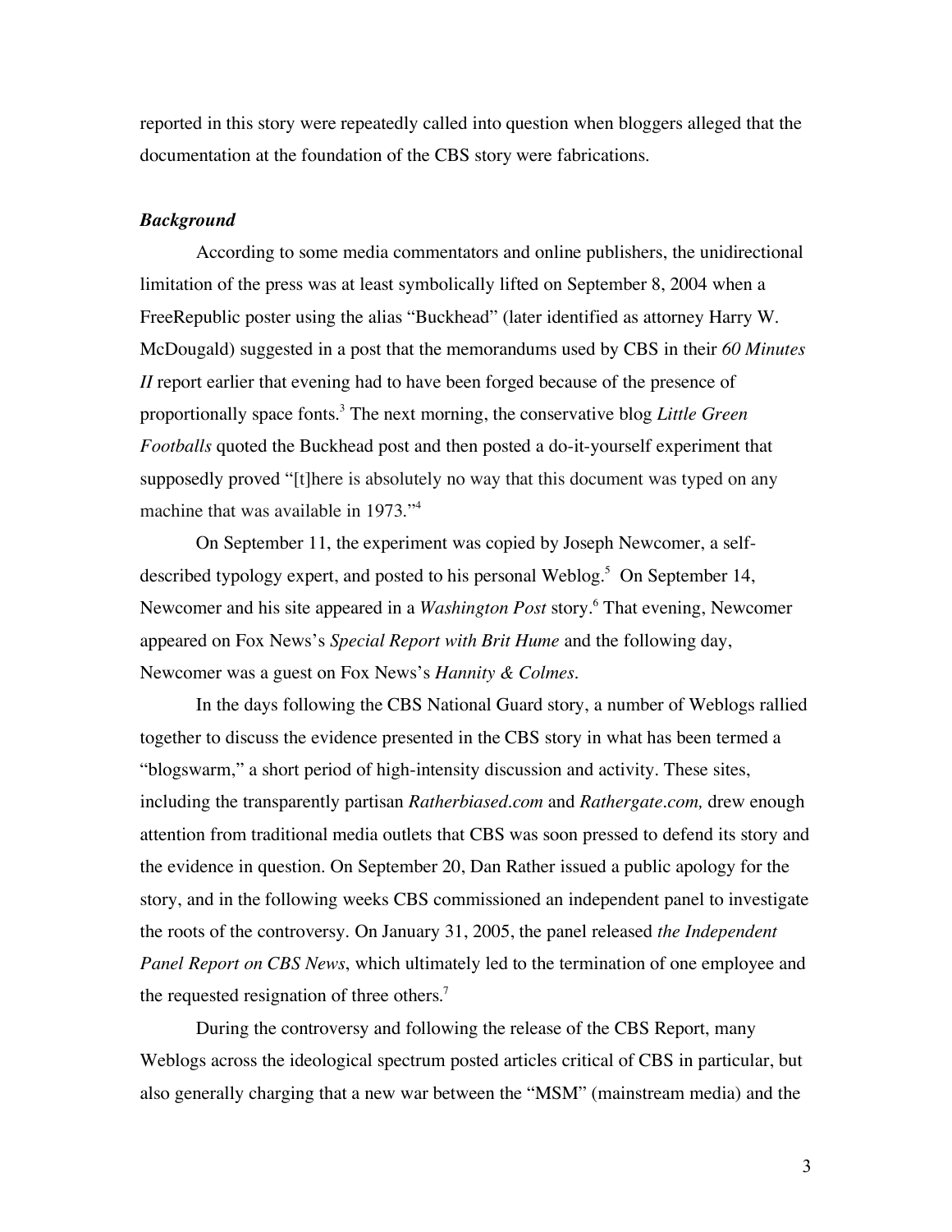reported in this story were repeatedly called into question when bloggers alleged that the documentation at the foundation of the CBS story were fabrications.

### *Background*

According to some media commentators and online publishers, the unidirectional limitation of the press was at least symbolically lifted on September 8, 2004 when a FreeRepublic poster using the alias "Buckhead" (later identified as attorney Harry W. McDougald) suggested in a post that the memorandums used by CBS in their *60 Minutes II* report earlier that evening had to have been forged because of the presence of proportionally space fonts.[3] The next morning, the conservative blog *Little Green Footballs* quoted the Buckhead post and then posted a do-it-yourself experiment that supposedly proved "[t]here is absolutely no way that this document was typed on any machine that was available in 1973."[4]

On September 11, the experiment was copied by Joseph Newcomer, a self-described typology expert, and posted to his personal Weblog.[5] On September 14, Newcomer and his site appeared in a *Washington Post* story.[6] That evening, Newcomer appeared on Fox News's *Special Report with Brit Hume* and the following day, Newcomer was a guest on Fox News's *Hannity & Colmes*.

In the days following the CBS National Guard story, a number of Weblogs rallied together to discuss the evidence presented in the CBS story in what has been termed a "blogswarm," a short period of high-intensity discussion and activity. These sites, including the transparently partisan *Ratherbiased.com* and *Rathergate.com,* drew enough attention from traditional media outlets that CBS was soon pressed to defend its story and the evidence in question. On September 20, Dan Rather issued a public apology for the story, and in the following weeks CBS commissioned an independent panel to investigate the roots of the controversy. On January 31, 2005, the panel released *the Independent Panel Report on CBS News*, which ultimately led to the termination of one employee and the requested resignation of three others.[7]

During the controversy and following the release of the CBS Report, many Weblogs across the ideological spectrum posted articles critical of CBS in particular, but also generally charging that a new war between the "MSM" (mainstream media) and the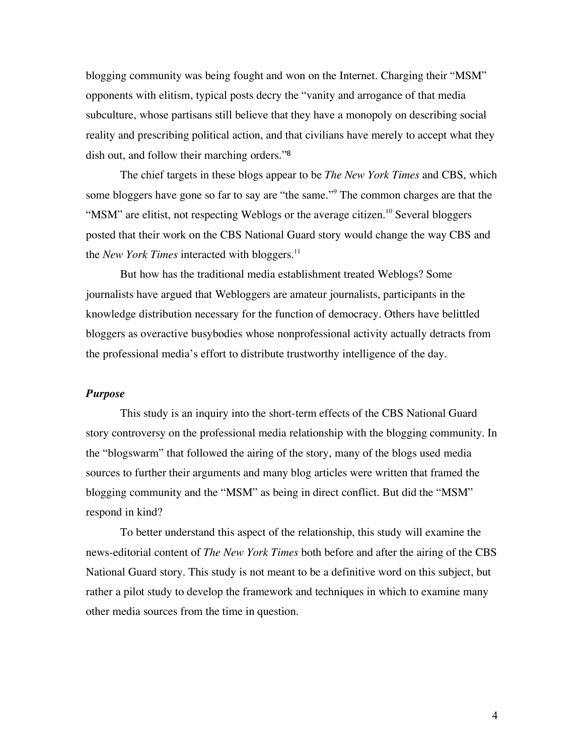blogging community was being fought and won on the Internet. Charging their "MSM" opponents with elitism, typical posts decry the "vanity and arrogance of that media subculture, whose partisans still believe that they have a monopoly on describing social reality and prescribing political action, and that civilians have merely to accept what they dish out, and follow their marching orders."[8]

The chief targets in these blogs appear to be *The New York Times* and CBS, which some bloggers have gone so far to say are "the same."[9] The common charges are that the "MSM" are elitist, not respecting Weblogs or the average citizen.[10] Several bloggers posted that their work on the CBS National Guard story would change the way CBS and the *New York Times* interacted with bloggers.[11]

But how has the traditional media establishment treated Weblogs? Some journalists have argued that Webloggers are amateur journalists, participants in the knowledge distribution necessary for the function of democracy. Others have belittled bloggers as overactive busybodies whose nonprofessional activity actually detracts from the professional media's effort to distribute trustworthy intelligence of the day.

### *Purpose*

This study is an inquiry into the short-term effects of the CBS National Guard story controversy on the professional media relationship with the blogging community. In the "blogswarm" that followed the airing of the story, many of the blogs used media sources to further their arguments and many blog articles were written that framed the blogging community and the "MSM" as being in direct conflict. But did the "MSM" respond in kind?

To better understand this aspect of the relationship, this study will examine the news-editorial content of *The New York Times* both before and after the airing of the CBS National Guard story. This study is not meant to be a definitive word on this subject, but rather a pilot study to develop the framework and techniques in which to examine many other media sources from the time in question.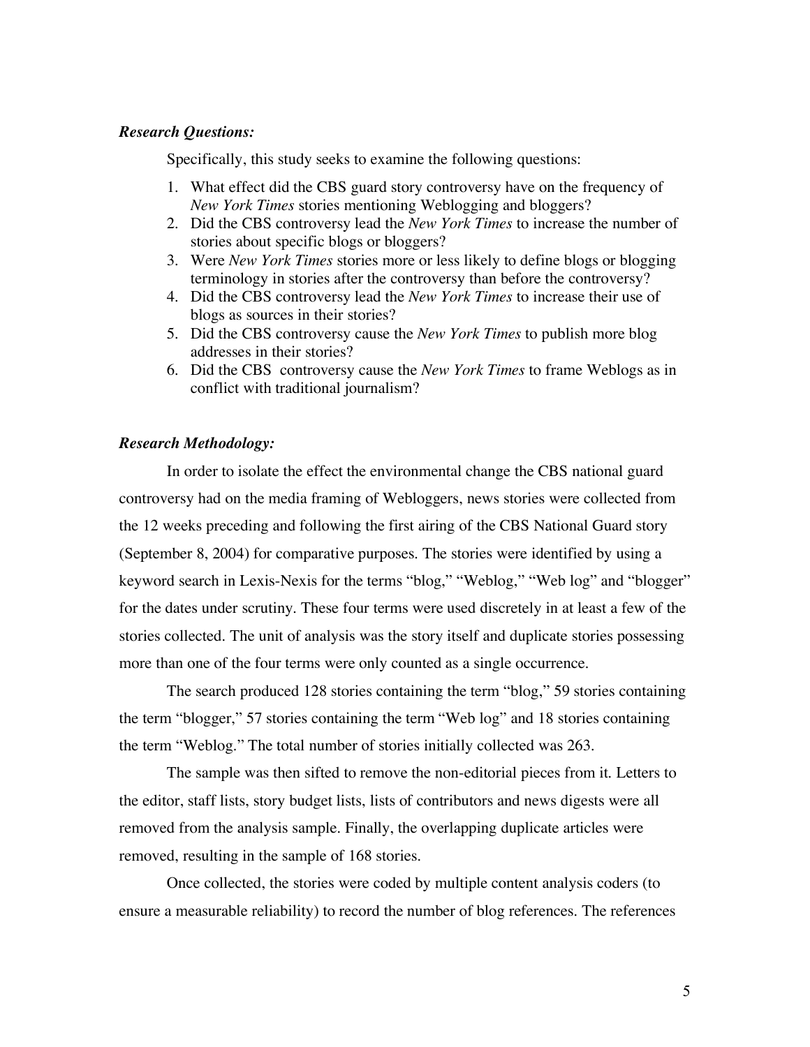***Research Questions:***

Specifically, this study seeks to examine the following questions:

1. What effect did the CBS guard story controversy have on the frequency of *New York Times* stories mentioning Weblogging and bloggers?
2. Did the CBS controversy lead the *New York Times* to increase the number of stories about specific blogs or bloggers?
3. Were *New York Times* stories more or less likely to define blogs or blogging terminology in stories after the controversy than before the controversy?
4. Did the CBS controversy lead the *New York Times* to increase their use of blogs as sources in their stories?
5. Did the CBS controversy cause the *New York Times* to publish more blog addresses in their stories?
6. Did the CBS controversy cause the *New York Times* to frame Weblogs as in conflict with traditional journalism?

***Research Methodology:***

In order to isolate the effect the environmental change the CBS national guard controversy had on the media framing of Webloggers, news stories were collected from the 12 weeks preceding and following the first airing of the CBS National Guard story (September 8, 2004) for comparative purposes. The stories were identified by using a keyword search in Lexis-Nexis for the terms "blog," "Weblog," "Web log" and "blogger" for the dates under scrutiny. These four terms were used discretely in at least a few of the stories collected. The unit of analysis was the story itself and duplicate stories possessing more than one of the four terms were only counted as a single occurrence.

The search produced 128 stories containing the term "blog," 59 stories containing the term "blogger," 57 stories containing the term "Web log" and 18 stories containing the term "Weblog." The total number of stories initially collected was 263.

The sample was then sifted to remove the non-editorial pieces from it. Letters to the editor, staff lists, story budget lists, lists of contributors and news digests were all removed from the analysis sample. Finally, the overlapping duplicate articles were removed, resulting in the sample of 168 stories.

Once collected, the stories were coded by multiple content analysis coders (to ensure a measurable reliability) to record the number of blog references. The references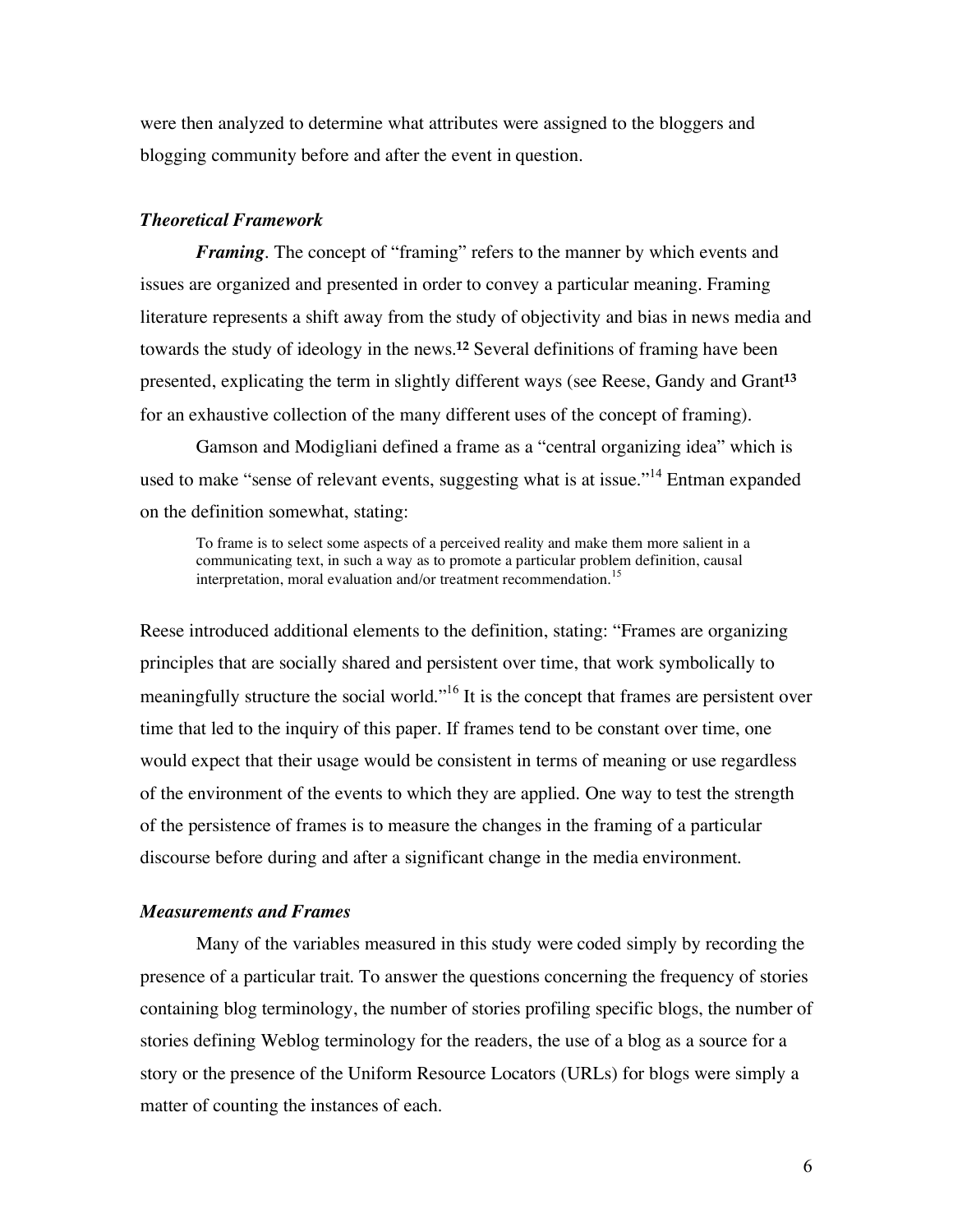were then analyzed to determine what attributes were assigned to the bloggers and blogging community before and after the event in question.

### *Theoretical Framework*

***Framing***. The concept of "framing" refers to the manner by which events and issues are organized and presented in order to convey a particular meaning. Framing literature represents a shift away from the study of objectivity and bias in news media and towards the study of ideology in the news.[12] Several definitions of framing have been presented, explicating the term in slightly different ways (see Reese, Gandy and Grant[13] for an exhaustive collection of the many different uses of the concept of framing).

Gamson and Modigliani defined a frame as a "central organizing idea" which is used to make "sense of relevant events, suggesting what is at issue."[14] Entman expanded on the definition somewhat, stating:

> To frame is to select some aspects of a perceived reality and make them more salient in a communicating text, in such a way as to promote a particular problem definition, causal interpretation, moral evaluation and/or treatment recommendation.[15]

Reese introduced additional elements to the definition, stating: "Frames are organizing principles that are socially shared and persistent over time, that work symbolically to meaningfully structure the social world."[16] It is the concept that frames are persistent over time that led to the inquiry of this paper. If frames tend to be constant over time, one would expect that their usage would be consistent in terms of meaning or use regardless of the environment of the events to which they are applied. One way to test the strength of the persistence of frames is to measure the changes in the framing of a particular discourse before during and after a significant change in the media environment.

### *Measurements and Frames*

Many of the variables measured in this study were coded simply by recording the presence of a particular trait. To answer the questions concerning the frequency of stories containing blog terminology, the number of stories profiling specific blogs, the number of stories defining Weblog terminology for the readers, the use of a blog as a source for a story or the presence of the Uniform Resource Locators (URLs) for blogs were simply a matter of counting the instances of each.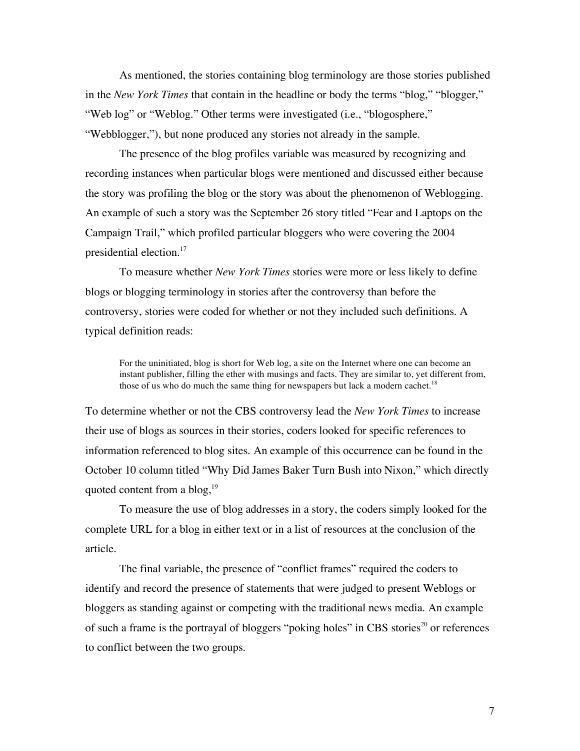As mentioned, the stories containing blog terminology are those stories published in the *New York Times* that contain in the headline or body the terms "blog," "blogger," "Web log" or "Weblog." Other terms were investigated (i.e., "blogosphere," "Webblogger,"), but none produced any stories not already in the sample.

The presence of the blog profiles variable was measured by recognizing and recording instances when particular blogs were mentioned and discussed either because the story was profiling the blog or the story was about the phenomenon of Weblogging. An example of such a story was the September 26 story titled "Fear and Laptops on the Campaign Trail," which profiled particular bloggers who were covering the 2004 presidential election.[17]

To measure whether *New York Times* stories were more or less likely to define blogs or blogging terminology in stories after the controversy than before the controversy, stories were coded for whether or not they included such definitions. A typical definition reads:

> For the uninitiated, blog is short for Web log, a site on the Internet where one can become an instant publisher, filling the ether with musings and facts. They are similar to, yet different from, those of us who do much the same thing for newspapers but lack a modern cachet.[18]

To determine whether or not the CBS controversy lead the *New York Times* to increase their use of blogs as sources in their stories, coders looked for specific references to information referenced to blog sites. An example of this occurrence can be found in the October 10 column titled "Why Did James Baker Turn Bush into Nixon," which directly quoted content from a blog,[19]

To measure the use of blog addresses in a story, the coders simply looked for the complete URL for a blog in either text or in a list of resources at the conclusion of the article.

The final variable, the presence of "conflict frames" required the coders to identify and record the presence of statements that were judged to present Weblogs or bloggers as standing against or competing with the traditional news media. An example of such a frame is the portrayal of bloggers "poking holes" in CBS stories[20] or references to conflict between the two groups.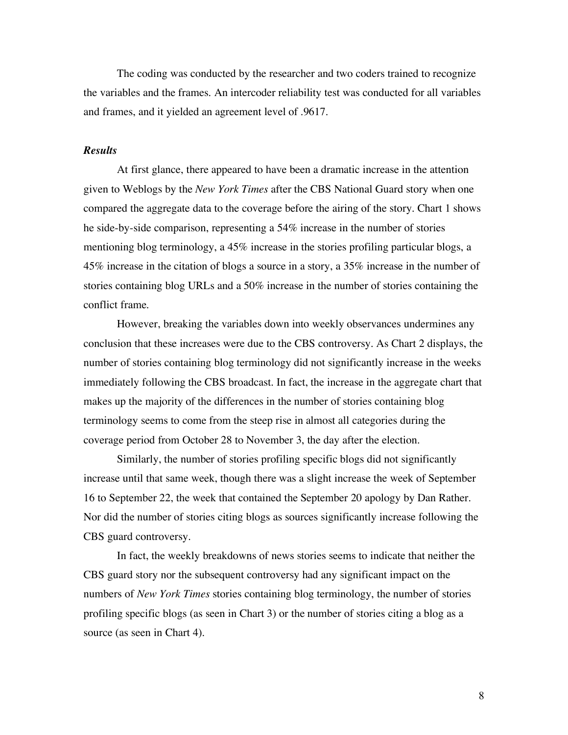The coding was conducted by the researcher and two coders trained to recognize the variables and the frames. An intercoder reliability test was conducted for all variables and frames, and it yielded an agreement level of .9617.

### ***Results***

At first glance, there appeared to have been a dramatic increase in the attention given to Weblogs by the *New York Times* after the CBS National Guard story when one compared the aggregate data to the coverage before the airing of the story. Chart 1 shows he side-by-side comparison, representing a 54% increase in the number of stories mentioning blog terminology, a 45% increase in the stories profiling particular blogs, a 45% increase in the citation of blogs a source in a story, a 35% increase in the number of stories containing blog URLs and a 50% increase in the number of stories containing the conflict frame.

However, breaking the variables down into weekly observances undermines any conclusion that these increases were due to the CBS controversy. As Chart 2 displays, the number of stories containing blog terminology did not significantly increase in the weeks immediately following the CBS broadcast. In fact, the increase in the aggregate chart that makes up the majority of the differences in the number of stories containing blog terminology seems to come from the steep rise in almost all categories during the coverage period from October 28 to November 3, the day after the election.

Similarly, the number of stories profiling specific blogs did not significantly increase until that same week, though there was a slight increase the week of September 16 to September 22, the week that contained the September 20 apology by Dan Rather. Nor did the number of stories citing blogs as sources significantly increase following the CBS guard controversy.

In fact, the weekly breakdowns of news stories seems to indicate that neither the CBS guard story nor the subsequent controversy had any significant impact on the numbers of *New York Times* stories containing blog terminology, the number of stories profiling specific blogs (as seen in Chart 3) or the number of stories citing a blog as a source (as seen in Chart 4).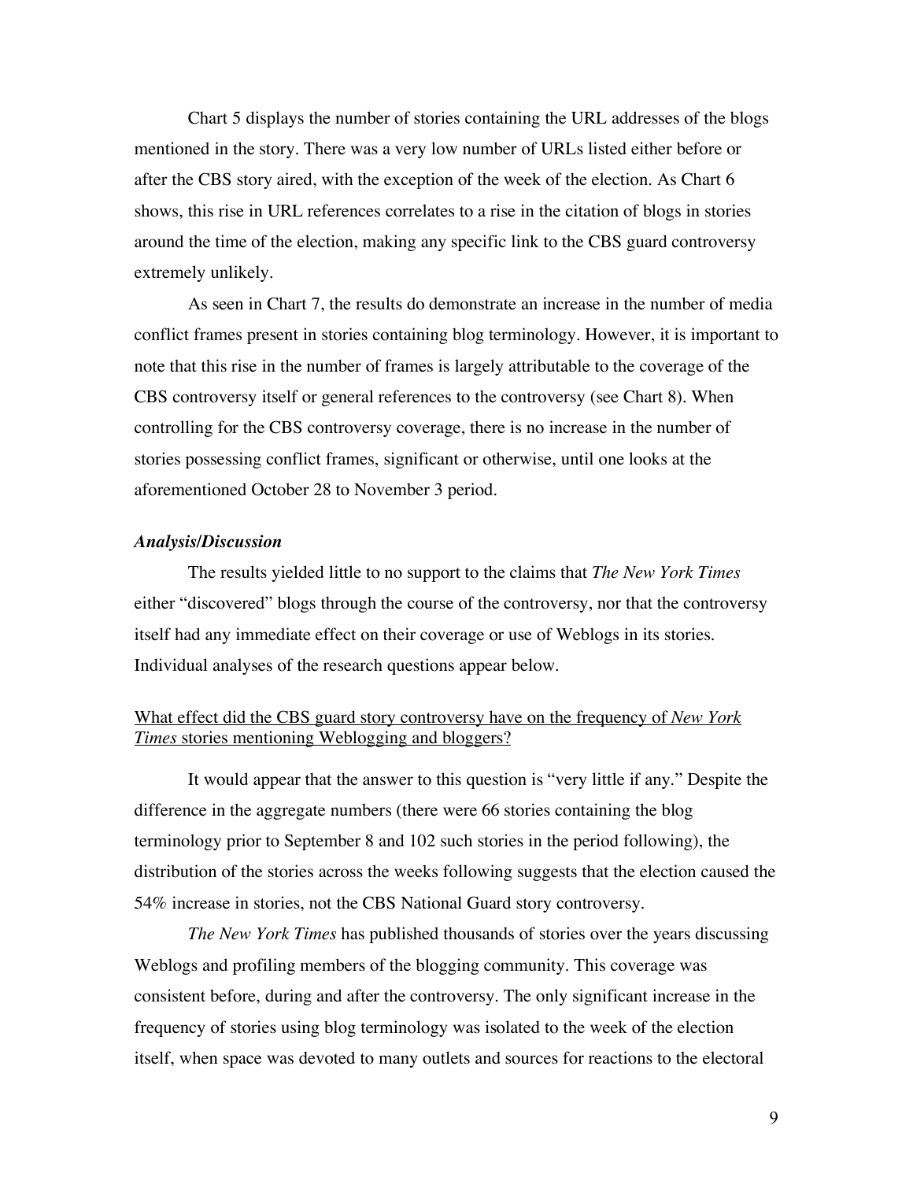Chart 5 displays the number of stories containing the URL addresses of the blogs mentioned in the story. There was a very low number of URLs listed either before or after the CBS story aired, with the exception of the week of the election. As Chart 6 shows, this rise in URL references correlates to a rise in the citation of blogs in stories around the time of the election, making any specific link to the CBS guard controversy extremely unlikely.

As seen in Chart 7, the results do demonstrate an increase in the number of media conflict frames present in stories containing blog terminology. However, it is important to note that this rise in the number of frames is largely attributable to the coverage of the CBS controversy itself or general references to the controversy (see Chart 8). When controlling for the CBS controversy coverage, there is no increase in the number of stories possessing conflict frames, significant or otherwise, until one looks at the aforementioned October 28 to November 3 period.

### *Analysis/Discussion*

The results yielded little to no support to the claims that *The New York Times* either "discovered" blogs through the course of the controversy, nor that the controversy itself had any immediate effect on their coverage or use of Weblogs in its stories. Individual analyses of the research questions appear below.

<u>What effect did the CBS guard story controversy have on the frequency of *New York Times* stories mentioning Weblogging and bloggers?</u>

It would appear that the answer to this question is "very little if any." Despite the difference in the aggregate numbers (there were 66 stories containing the blog terminology prior to September 8 and 102 such stories in the period following), the distribution of the stories across the weeks following suggests that the election caused the 54% increase in stories, not the CBS National Guard story controversy.

*The New York Times* has published thousands of stories over the years discussing Weblogs and profiling members of the blogging community. This coverage was consistent before, during and after the controversy. The only significant increase in the frequency of stories using blog terminology was isolated to the week of the election itself, when space was devoted to many outlets and sources for reactions to the electoral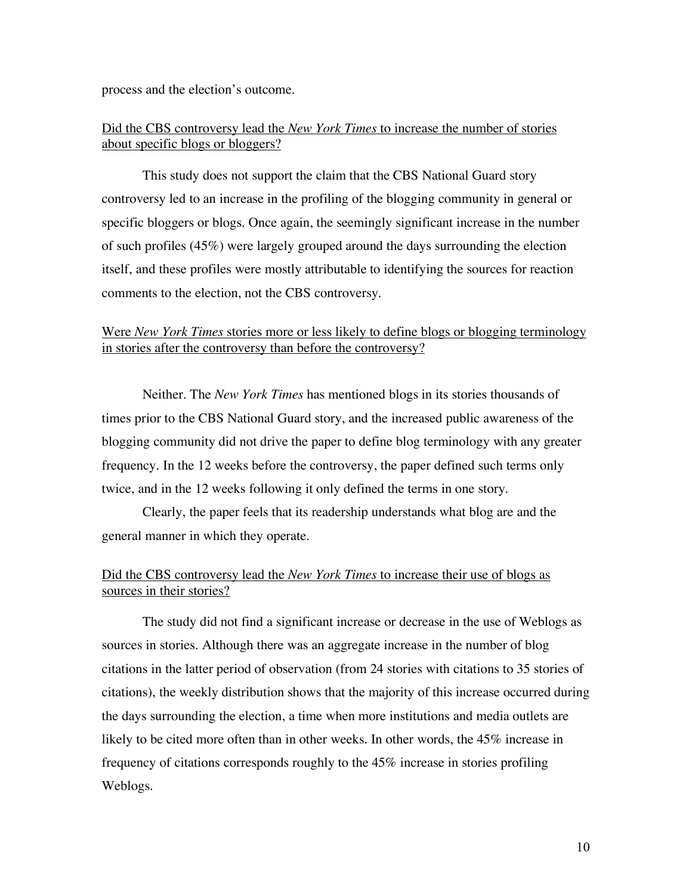process and the election's outcome.

<u>Did the CBS controversy lead the *New York Times* to increase the number of stories about specific blogs or bloggers?</u>

This study does not support the claim that the CBS National Guard story controversy led to an increase in the profiling of the blogging community in general or specific bloggers or blogs. Once again, the seemingly significant increase in the number of such profiles (45%) were largely grouped around the days surrounding the election itself, and these profiles were mostly attributable to identifying the sources for reaction comments to the election, not the CBS controversy.

<u>Were *New York Times* stories more or less likely to define blogs or blogging terminology in stories after the controversy than before the controversy?</u>

Neither. The *New York Times* has mentioned blogs in its stories thousands of times prior to the CBS National Guard story, and the increased public awareness of the blogging community did not drive the paper to define blog terminology with any greater frequency. In the 12 weeks before the controversy, the paper defined such terms only twice, and in the 12 weeks following it only defined the terms in one story.

Clearly, the paper feels that its readership understands what blog are and the general manner in which they operate.

<u>Did the CBS controversy lead the *New York Times* to increase their use of blogs as sources in their stories?</u>

The study did not find a significant increase or decrease in the use of Weblogs as sources in stories. Although there was an aggregate increase in the number of blog citations in the latter period of observation (from 24 stories with citations to 35 stories of citations), the weekly distribution shows that the majority of this increase occurred during the days surrounding the election, a time when more institutions and media outlets are likely to be cited more often than in other weeks. In other words, the 45% increase in frequency of citations corresponds roughly to the 45% increase in stories profiling Weblogs.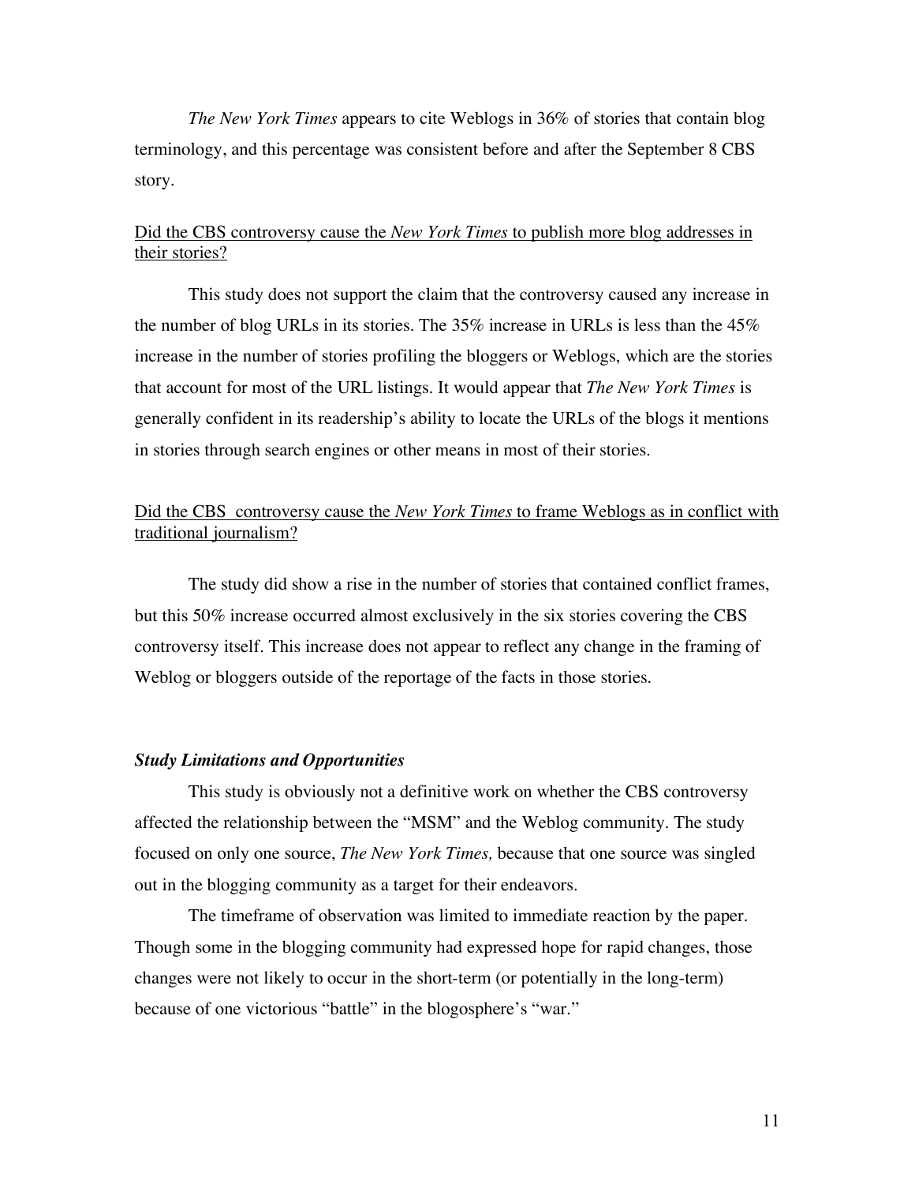*The New York Times* appears to cite Weblogs in 36% of stories that contain blog terminology, and this percentage was consistent before and after the September 8 CBS story.

<u>Did the CBS controversy cause the *New York Times* to publish more blog addresses in their stories?</u>

This study does not support the claim that the controversy caused any increase in the number of blog URLs in its stories. The 35% increase in URLs is less than the 45% increase in the number of stories profiling the bloggers or Weblogs, which are the stories that account for most of the URL listings. It would appear that *The New York Times* is generally confident in its readership's ability to locate the URLs of the blogs it mentions in stories through search engines or other means in most of their stories.

<u>Did the CBS controversy cause the *New York Times* to frame Weblogs as in conflict with traditional journalism?</u>

The study did show a rise in the number of stories that contained conflict frames, but this 50% increase occurred almost exclusively in the six stories covering the CBS controversy itself. This increase does not appear to reflect any change in the framing of Weblog or bloggers outside of the reportage of the facts in those stories.

### *Study Limitations and Opportunities*

This study is obviously not a definitive work on whether the CBS controversy affected the relationship between the "MSM" and the Weblog community. The study focused on only one source, *The New York Times,* because that one source was singled out in the blogging community as a target for their endeavors.

The timeframe of observation was limited to immediate reaction by the paper. Though some in the blogging community had expressed hope for rapid changes, those changes were not likely to occur in the short-term (or potentially in the long-term) because of one victorious "battle" in the blogosphere's "war."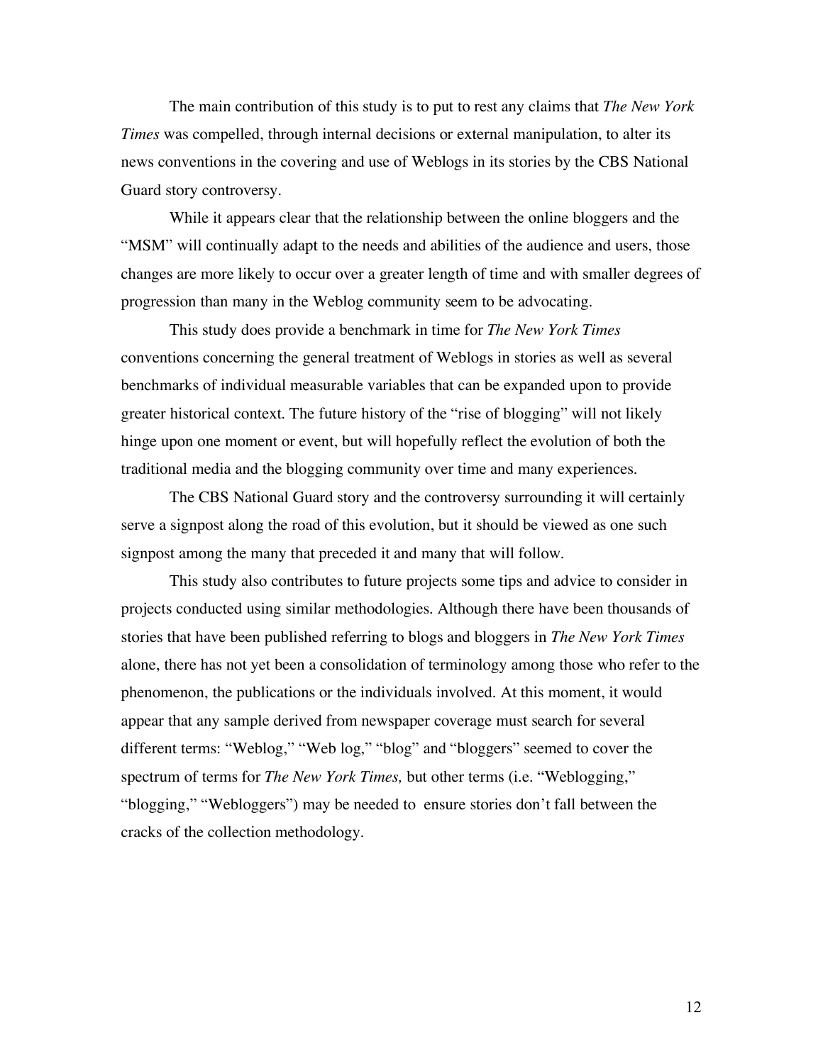The main contribution of this study is to put to rest any claims that *The New York Times* was compelled, through internal decisions or external manipulation, to alter its news conventions in the covering and use of Weblogs in its stories by the CBS National Guard story controversy.

While it appears clear that the relationship between the online bloggers and the "MSM" will continually adapt to the needs and abilities of the audience and users, those changes are more likely to occur over a greater length of time and with smaller degrees of progression than many in the Weblog community seem to be advocating.

This study does provide a benchmark in time for *The New York Times* conventions concerning the general treatment of Weblogs in stories as well as several benchmarks of individual measurable variables that can be expanded upon to provide greater historical context. The future history of the "rise of blogging" will not likely hinge upon one moment or event, but will hopefully reflect the evolution of both the traditional media and the blogging community over time and many experiences.

The CBS National Guard story and the controversy surrounding it will certainly serve a signpost along the road of this evolution, but it should be viewed as one such signpost among the many that preceded it and many that will follow.

This study also contributes to future projects some tips and advice to consider in projects conducted using similar methodologies. Although there have been thousands of stories that have been published referring to blogs and bloggers in *The New York Times* alone, there has not yet been a consolidation of terminology among those who refer to the phenomenon, the publications or the individuals involved. At this moment, it would appear that any sample derived from newspaper coverage must search for several different terms: "Weblog," "Web log," "blog" and "bloggers" seemed to cover the spectrum of terms for *The New York Times,* but other terms (i.e. "Weblogging," "blogging," "Webloggers") may be needed to ensure stories don't fall between the cracks of the collection methodology.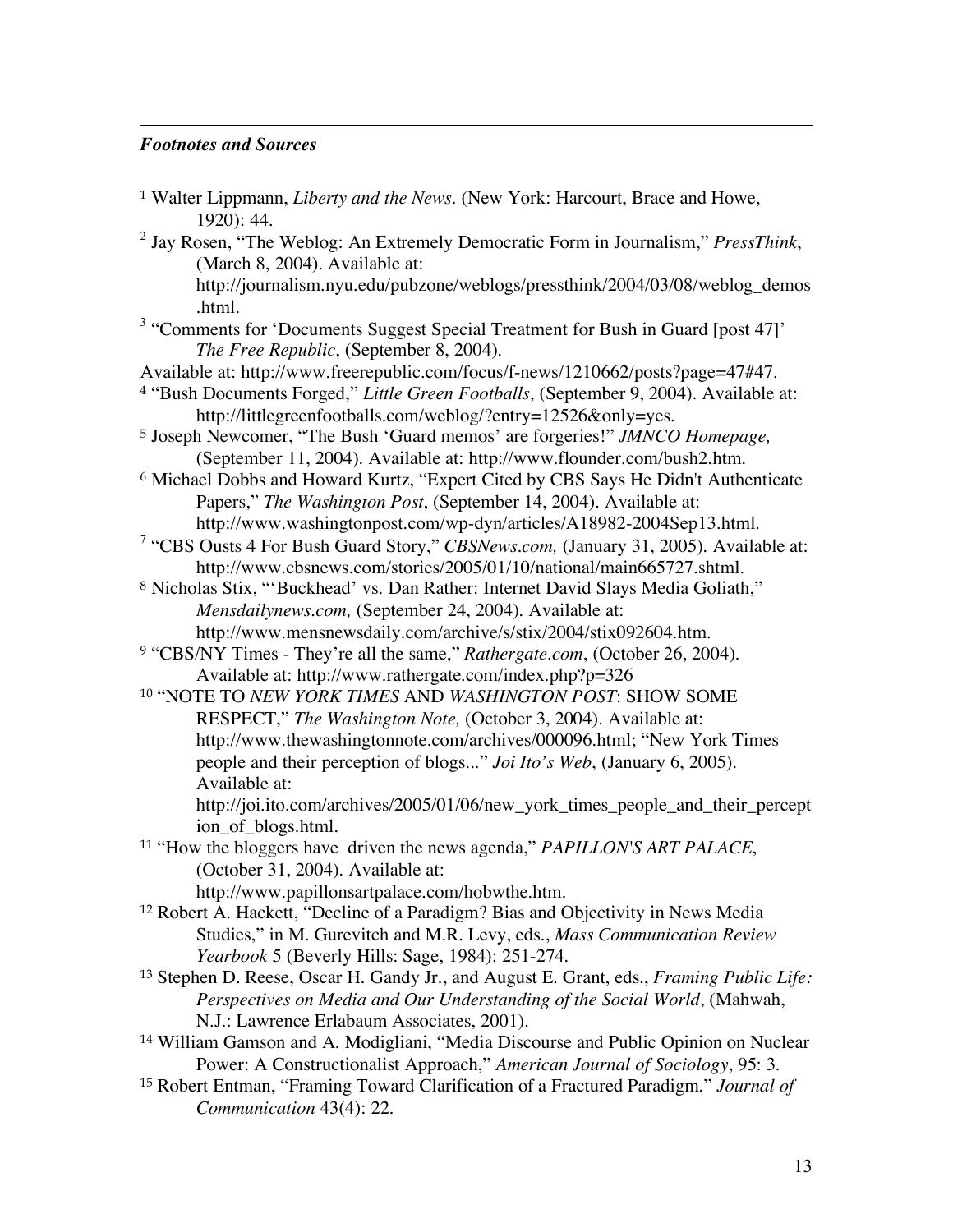***Footnotes and Sources***

[1] Walter Lippmann, *Liberty and the News*. (New York: Harcourt, Brace and Howe, 1920): 44.

[2] Jay Rosen, "The Weblog: An Extremely Democratic Form in Journalism," *PressThink*, (March 8, 2004). Available at: http://journalism.nyu.edu/pubzone/weblogs/pressthink/2004/03/08/weblog_demos.html.

[3] "Comments for 'Documents Suggest Special Treatment for Bush in Guard [post 47]' *The Free Republic*, (September 8, 2004).
Available at: http://www.freerepublic.com/focus/f-news/1210662/posts?page=47#47.

[4] "Bush Documents Forged," *Little Green Footballs*, (September 9, 2004). Available at: http://littlegreenfootballs.com/weblog/?entry=12526&only=yes.

[5] Joseph Newcomer, "The Bush 'Guard memos' are forgeries!" *JMNCO Homepage,* (September 11, 2004). Available at: http://www.flounder.com/bush2.htm.

[6] Michael Dobbs and Howard Kurtz, "Expert Cited by CBS Says He Didn't Authenticate Papers," *The Washington Post*, (September 14, 2004). Available at: http://www.washingtonpost.com/wp-dyn/articles/A18982-2004Sep13.html.

[7] "CBS Ousts 4 For Bush Guard Story," *CBSNews.com,* (January 31, 2005). Available at: http://www.cbsnews.com/stories/2005/01/10/national/main665727.shtml.

[8] Nicholas Stix, "'Buckhead' vs. Dan Rather: Internet David Slays Media Goliath," *Mensdailynews.com,* (September 24, 2004). Available at: http://www.mensnewsdaily.com/archive/s/stix/2004/stix092604.htm.

[9] "CBS/NY Times - They're all the same," *Rathergate.com*, (October 26, 2004). Available at: http://www.rathergate.com/index.php?p=326

[10] "NOTE TO *NEW YORK TIMES* AND *WASHINGTON POST*: SHOW SOME RESPECT," *The Washington Note,* (October 3, 2004). Available at: http://www.thewashingtonnote.com/archives/000096.html; "New York Times people and their perception of blogs..." *Joi Ito's Web*, (January 6, 2005). Available at: http://joi.ito.com/archives/2005/01/06/new_york_times_people_and_their_perception_of_blogs.html.

[11] "How the bloggers have driven the news agenda," *PAPILLON'S ART PALACE*, (October 31, 2004). Available at: http://www.papillonsartpalace.com/hobwthe.htm.

[12] Robert A. Hackett, "Decline of a Paradigm? Bias and Objectivity in News Media Studies," in M. Gurevitch and M.R. Levy, eds., *Mass Communication Review Yearbook* 5 (Beverly Hills: Sage, 1984): 251-274.

[13] Stephen D. Reese, Oscar H. Gandy Jr., and August E. Grant, eds., *Framing Public Life: Perspectives on Media and Our Understanding of the Social World*, (Mahwah, N.J.: Lawrence Erlabaum Associates, 2001).

[14] William Gamson and A. Modigliani, "Media Discourse and Public Opinion on Nuclear Power: A Constructionalist Approach," *American Journal of Sociology*, 95: 3.

[15] Robert Entman, "Framing Toward Clarification of a Fractured Paradigm." *Journal of Communication* 43(4): 22.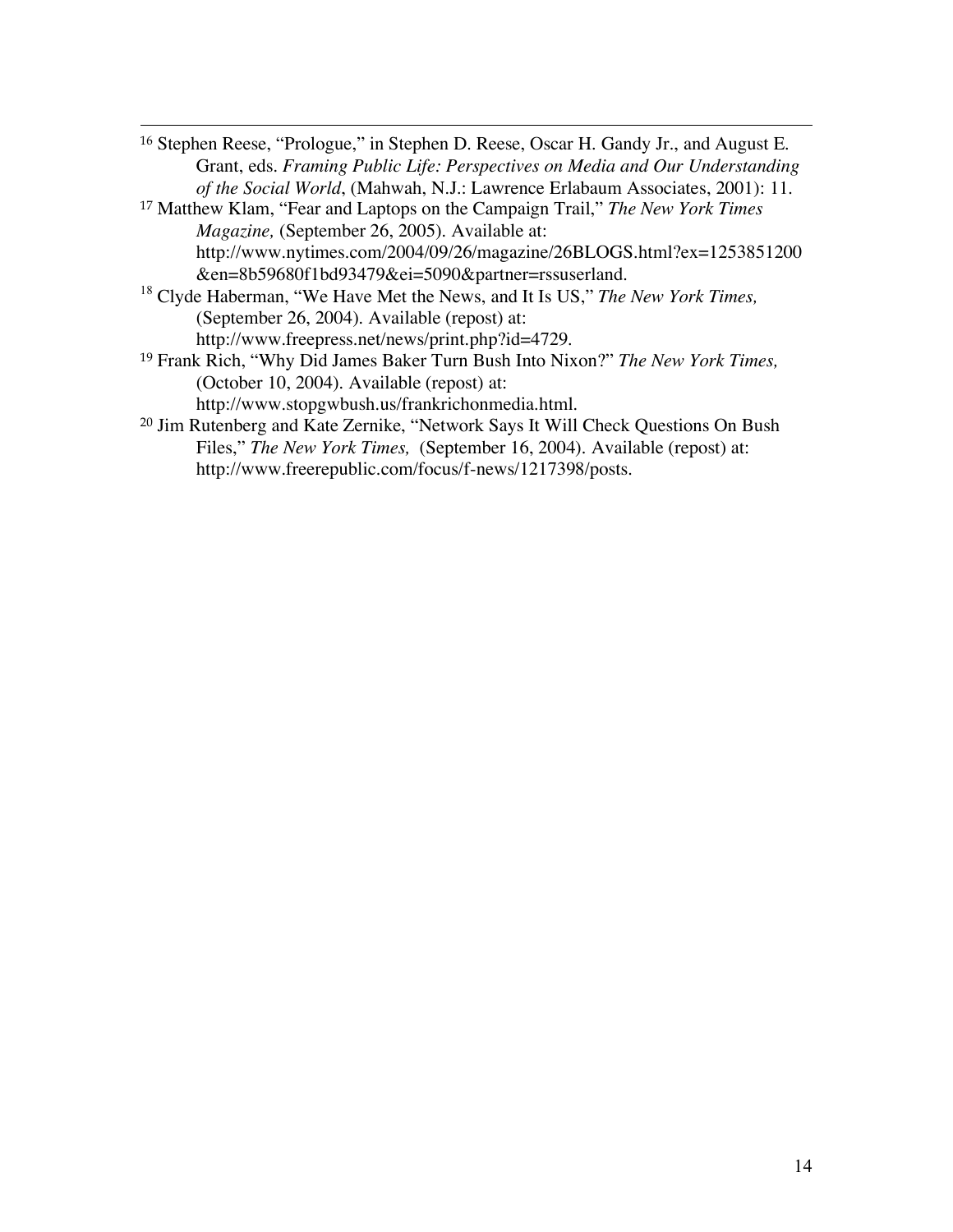[16] Stephen Reese, "Prologue," in Stephen D. Reese, Oscar H. Gandy Jr., and August E. Grant, eds. *Framing Public Life: Perspectives on Media and Our Understanding of the Social World*, (Mahwah, N.J.: Lawrence Erlabaum Associates, 2001): 11.

[17] Matthew Klam, "Fear and Laptops on the Campaign Trail," *The New York Times Magazine,* (September 26, 2005). Available at: http://www.nytimes.com/2004/09/26/magazine/26BLOGS.html?ex=1253851200&en=8b59680f1bd93479&ei=5090&partner=rssuserland.

[18] Clyde Haberman, "We Have Met the News, and It Is US," *The New York Times,* (September 26, 2004). Available (repost) at: http://www.freepress.net/news/print.php?id=4729.

[19] Frank Rich, "Why Did James Baker Turn Bush Into Nixon?" *The New York Times,* (October 10, 2004). Available (repost) at: http://www.stopgwbush.us/frankrichonmedia.html.

[20] Jim Rutenberg and Kate Zernike, "Network Says It Will Check Questions On Bush Files," *The New York Times,* (September 16, 2004). Available (repost) at: http://www.freerepublic.com/focus/f-news/1217398/posts.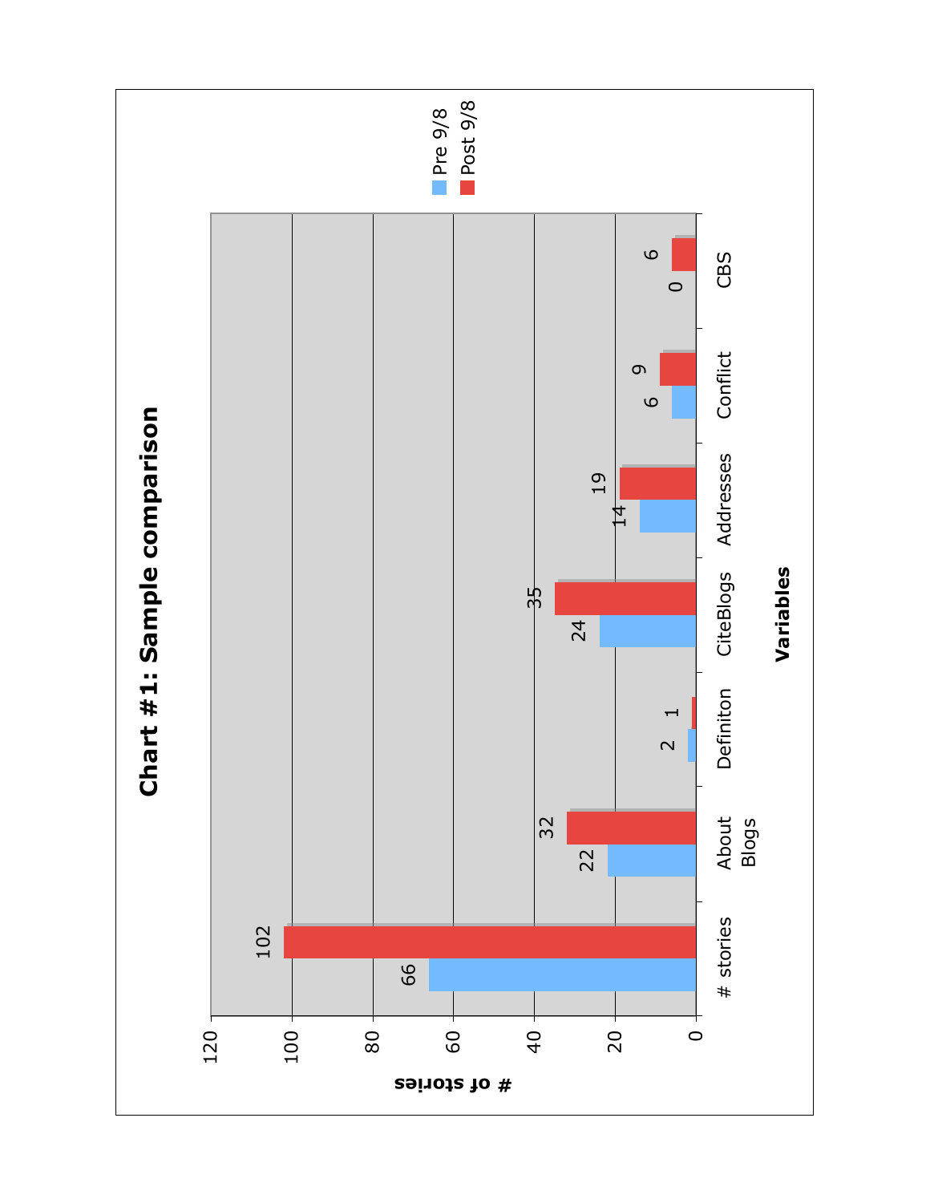## Chart #1: Sample comparison

| Variables | Pre 9/8 | Post 9/8 |
|---|---|---|
| # stories | 66 | 102 |
| About Blogs | 22 | 32 |
| Definiton | 2 | 1 |
| CiteBlogs | 24 | 35 |
| Addresses | 14 | 19 |
| Conflict | 6 | 9 |
| CBS | 0 | 6 |

Y-axis: # of stories (0–120)

X-axis: Variables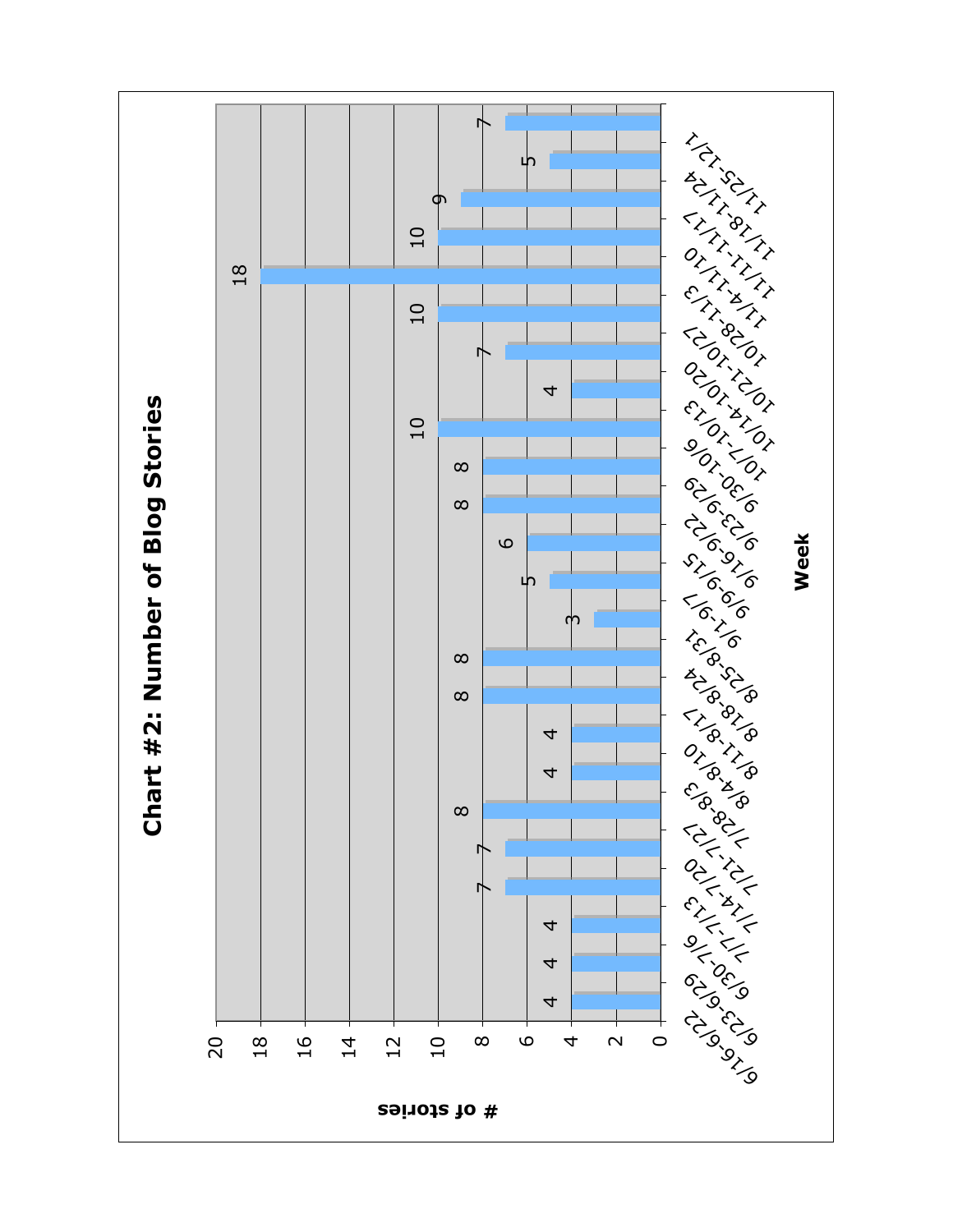# Chart #2: Number of Blog Stories

| Week | # of stories |
|---|---|
| 6/16-6/22 | 4 |
| 6/23-6/29 | 4 |
| 6/30-7/6 | 4 |
| 7/7-7/13 | 7 |
| 7/14-7/20 | 7 |
| 7/21-7/27 | 8 |
| 7/28-8/3 | 4 |
| 8/4-8/10 | 4 |
| 8/11-8/17 | 8 |
| 8/18-8/24 | 8 |
| 8/25-8/31 | 3 |
| 9/1-9/7 | 5 |
| 9/9-9/15 | 6 |
| 9/16-9/22 | 8 |
| 9/23-9/29 | 8 |
| 9/30-10/6 | 10 |
| 10/7-10/13 | 4 |
| 10/14-10/20 | 7 |
| 10/21-10/27 | 10 |
| 10/28-11/3 | 18 |
| 11/4-11/10 | 10 |
| 11/11-11/17 | 9 |
| 11/18-11/24 | 5 |
| 11/25-12/1 | 7 |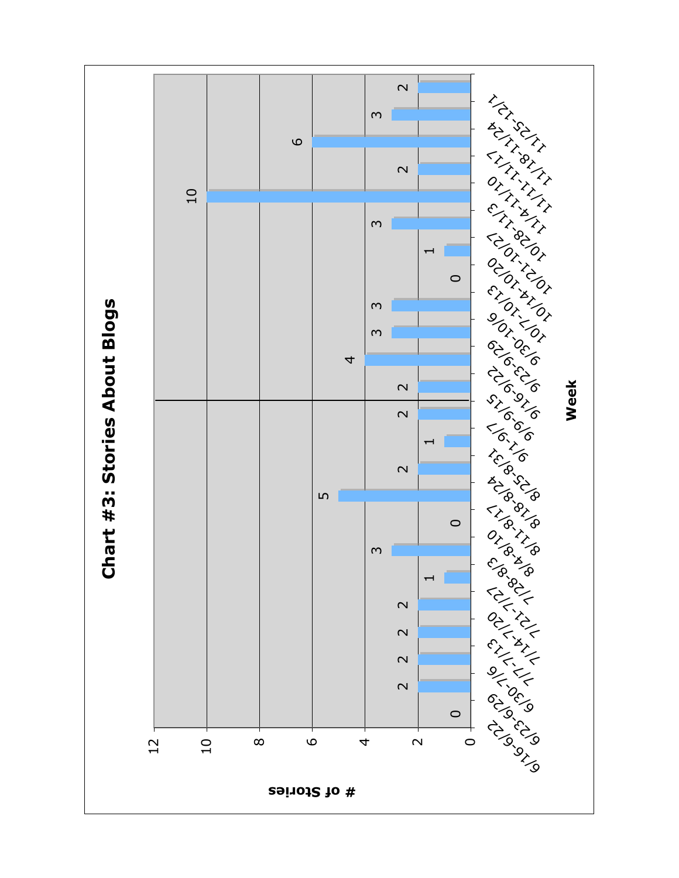# Chart #3: Stories About Blogs

| Week | # of Stories |
|---|---|
| 6/16-6/22 | 0 |
| 6/23-6/29 | 2 |
| 6/30-7/6 | 2 |
| 7/7-7/13 | 2 |
| 7/14-7/20 | 2 |
| 7/21-7/27 | 1 |
| 7/28-8/3 | 3 |
| 8/4-8/10 | 0 |
| 8/11-8/17 | 5 |
| 8/18-8/24 | 2 |
| 8/25-8/31 | 1 |
| 9/1-9/7 | 2 |
| 9/9-9/15 | 2 |
| 9/16-9/22 | 4 |
| 9/23-9/29 | 3 |
| 9/30-10/6 | 3 |
| 10/7-10/13 | 0 |
| 10/14-10/20 | 1 |
| 10/21-10/27 | 3 |
| 10/28-11/3 | 10 |
| 11/4-11/10 | 2 |
| 11/11-11/17 | 6 |
| 11/18-11/24 | 3 |
| 11/25-12/1 | 2 |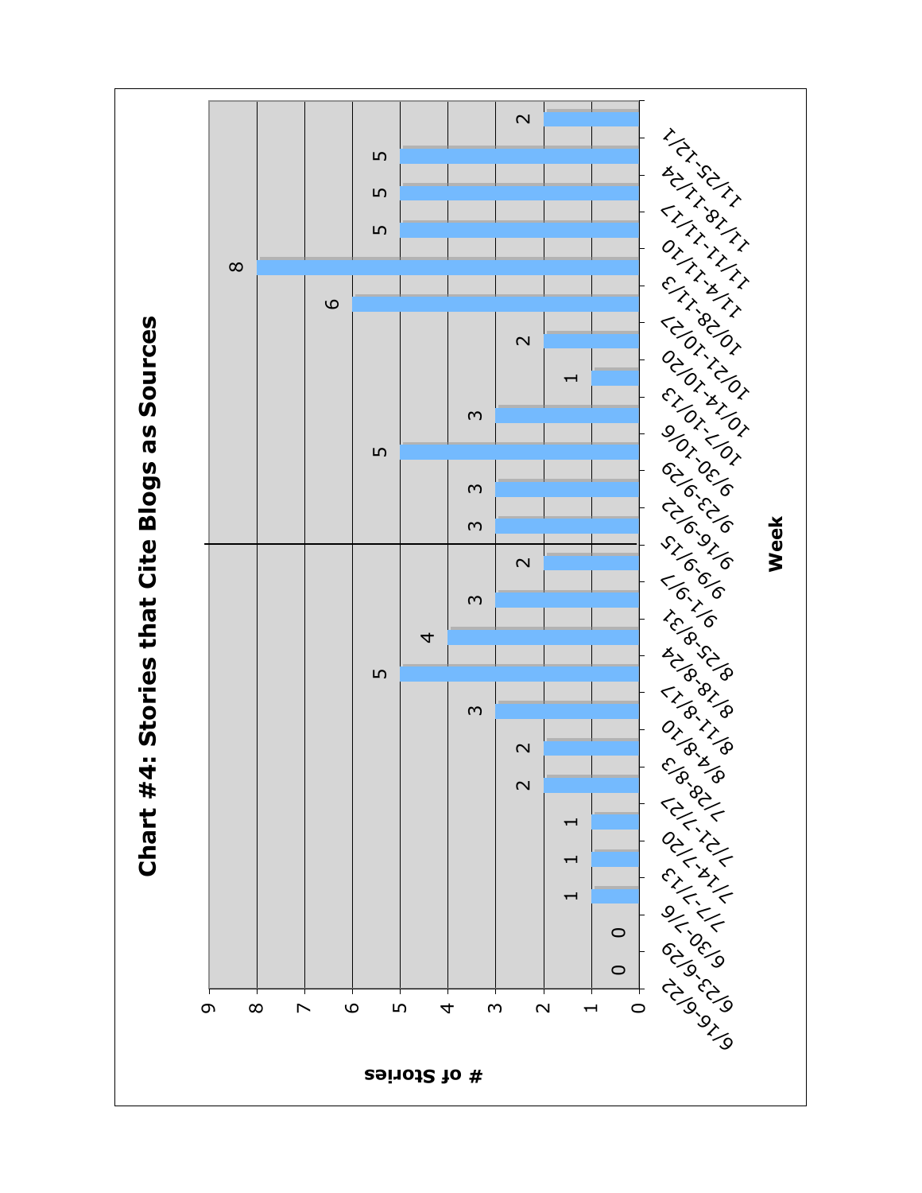## Chart #4: Stories that Cite Blogs as Sources

| Week | # of Stories |
|---|---|
| 6/16-6/22 | 0 |
| 6/23-6/29 | 0 |
| 6/30-7/6 | 1 |
| 7/7-7/13 | 1 |
| 7/14-7/20 | 1 |
| 7/21-7/27 | 2 |
| 7/28-8/3 | 2 |
| 8/4-8/10 | 3 |
| 8/11-8/17 | 5 |
| 8/18-8/24 | 4 |
| 8/25-8/31 | 3 |
| 9/1-9/7 | 2 |
| 9/9-9/15 | 3 |
| 9/16-9/22 | 3 |
| 9/23-9/29 | 5 |
| 9/30-10/6 | 3 |
| 10/7-10/13 | 1 |
| 10/14-10/20 | 2 |
| 10/21-10/27 | 6 |
| 10/28-11/3 | 8 |
| 11/4-11/10 | 5 |
| 11/11-11/17 | 5 |
| 11/18-11/24 | 5 |
| 11/25-12/1 | 2 |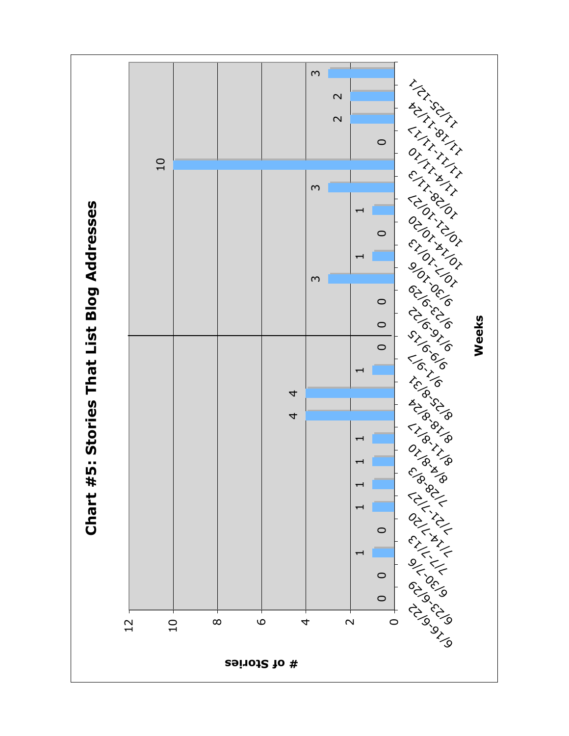# Chart #5: Stories That List Blog Addresses

| Weeks | # of Stories |
|---|---|
| 6/16-6/22 | 0 |
| 6/23-6/29 | 0 |
| 6/30-7/6 | 1 |
| 7/7-7/13 | 0 |
| 7/14-7/20 | 1 |
| 7/21-7/27 | 1 |
| 7/28-8/3 | 1 |
| 8/4-8/10 | 1 |
| 8/11-8/17 | 4 |
| 8/18-8/24 | 4 |
| 8/25-8/31 | 1 |
| 9/1-9/7 | 0 |
| 9/9-9/15 | 0 |
| 9/16-9/22 | 0 |
| 9/23-9/29 | 3 |
| 9/30-10/6 | 1 |
| 10/7-10/13 | 0 |
| 10/14-10/20 | 1 |
| 10/21-10/27 | 3 |
| 10/28-11/3 | 10 |
| 11/4-11/10 | 0 |
| 11/11-11/17 | 2 |
| 11/18-11/24 | 2 |
| 11/25-12/1 | 3 |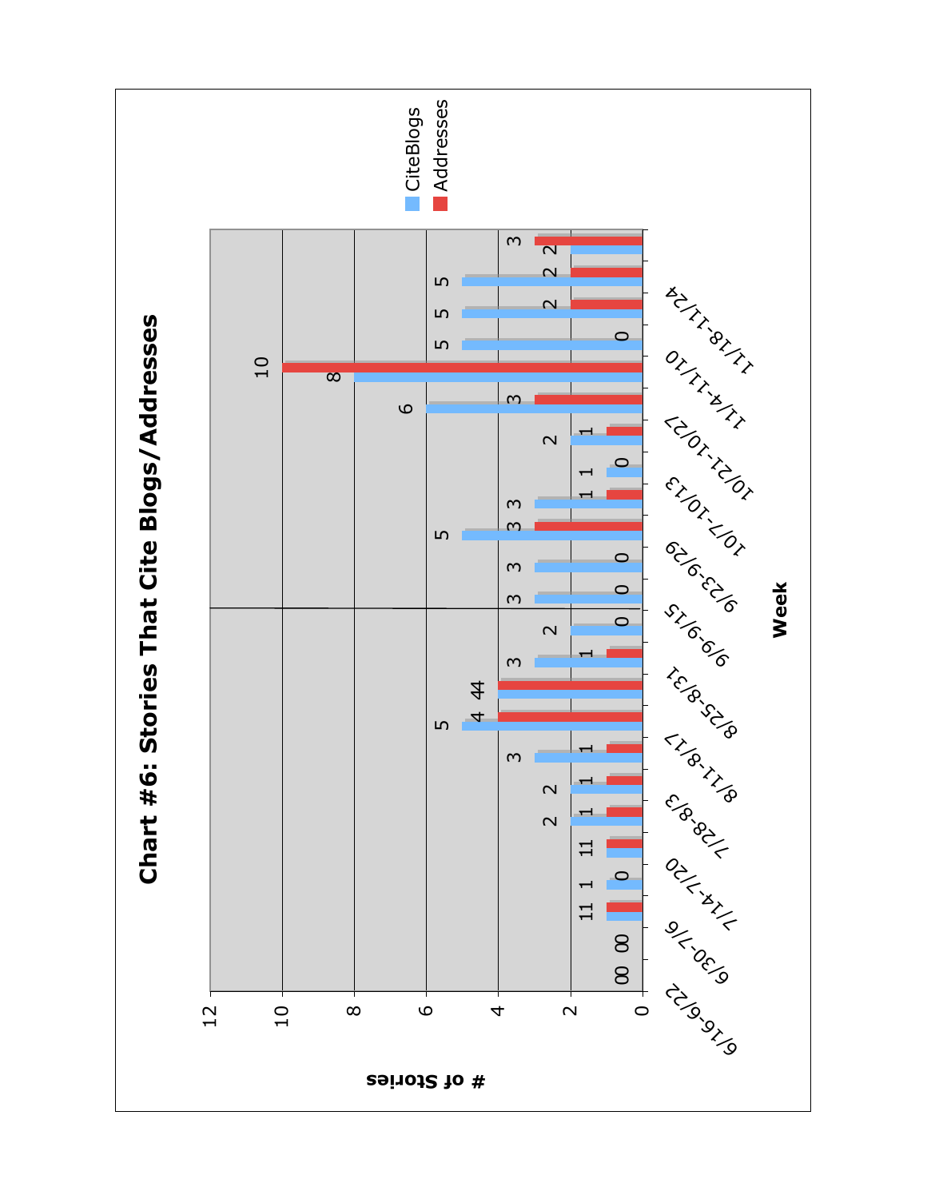# Chart #6: Stories That Cite Blogs/Addresses

| Week | CiteBlogs | Addresses |
|---|---|---|
| 6/16-6/22 | 0 | 0 |
| | 0 | 0 |
| 6/30-7/6 | 1 | 1 |
| | 1 | 0 |
| 7/14-7/20 | 1 | 1 |
| | 2 | 1 |
| 7/28-8/3 | 2 | 1 |
| | 3 | 1 |
| 8/11-8/17 | 5 | 4 |
| | 4 | 4 |
| 8/25-8/31 | 3 | 1 |
| | 2 | 0 |
| 9/9-9/15 | 3 | 0 |
| | 3 | 0 |
| 9/23-9/29 | 5 | 3 |
| | 3 | 1 |
| 10/7-10/13 | 1 | 0 |
| | 2 | 1 |
| 10/21-10/27 | 6 | 3 |
| | 8 | 10 |
| 11/4-11/10 | 5 | 0 |
| | 5 | 2 |
| 11/18-11/24 | 5 | 2 |
| | 2 | 3 |

Y-axis: # of Stories (0–12)

X-axis: Week

Legend: CiteBlogs, Addresses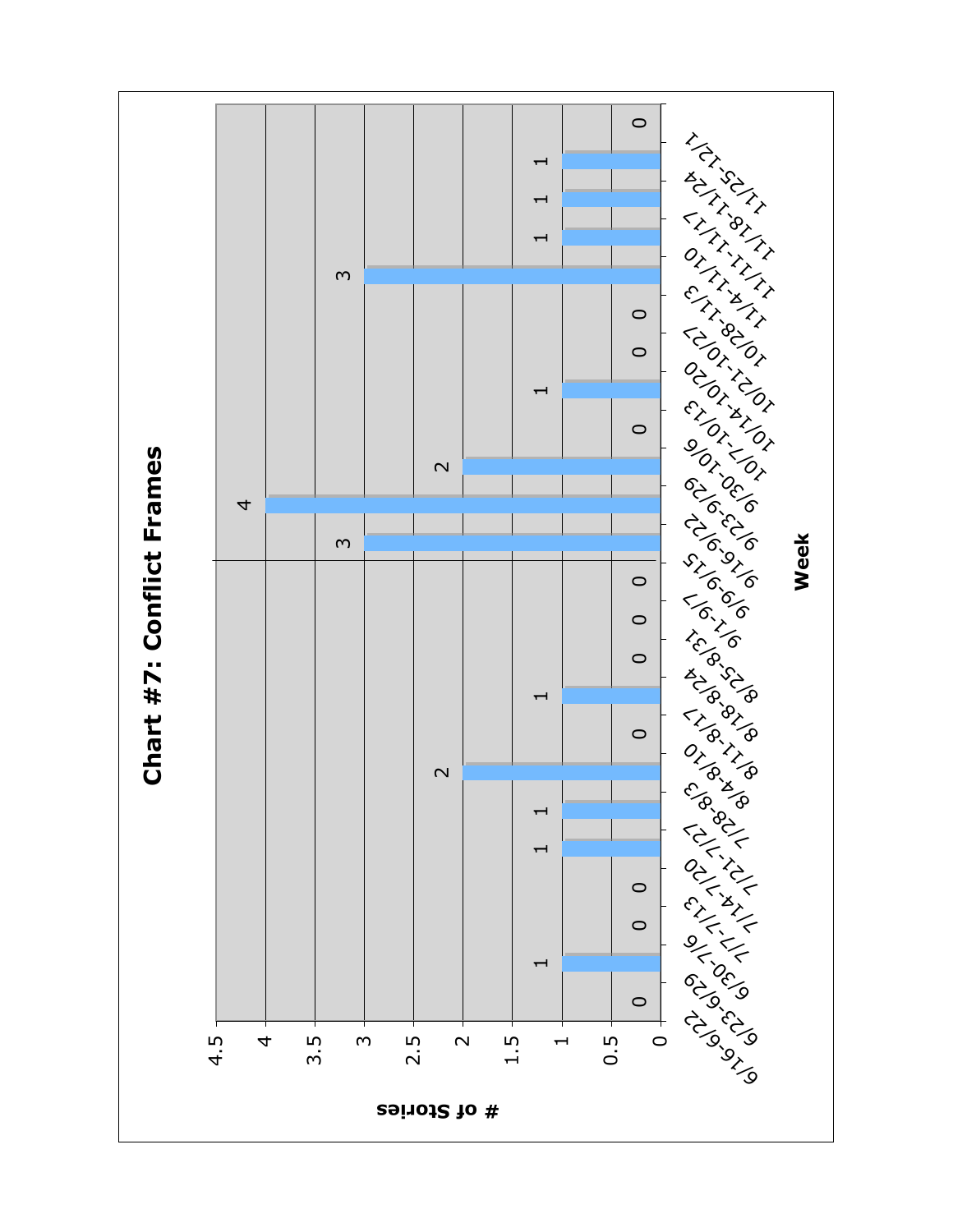# Chart #7: Conflict Frames

| Week | # of Stories |
|---|---|
| 6/16-6/22 | 0 |
| 6/23-6/29 | 1 |
| 6/30-7/6 | 0 |
| 7/7-7/13 | 0 |
| 7/14-7/20 | 1 |
| 7/21-7/27 | 1 |
| 7/28-8/3 | 2 |
| 8/4-8/10 | 0 |
| 8/11-8/17 | 1 |
| 8/18-8/24 | 0 |
| 8/25-8/31 | 0 |
| 9/1-9/7 | 0 |
| 9/9-9/15 | 3 |
| 9/16-9/22 | 4 |
| 9/23-9/29 | 2 |
| 9/30-10/6 | 0 |
| 10/7-10/13 | 1 |
| 10/14-10/20 | 0 |
| 10/21-10/27 | 0 |
| 10/28-11/3 | 3 |
| 11/4-11/10 | 1 |
| 11/11-11/17 | 1 |
| 11/18-11/24 | 1 |
| 11/25-12/1 | 0 |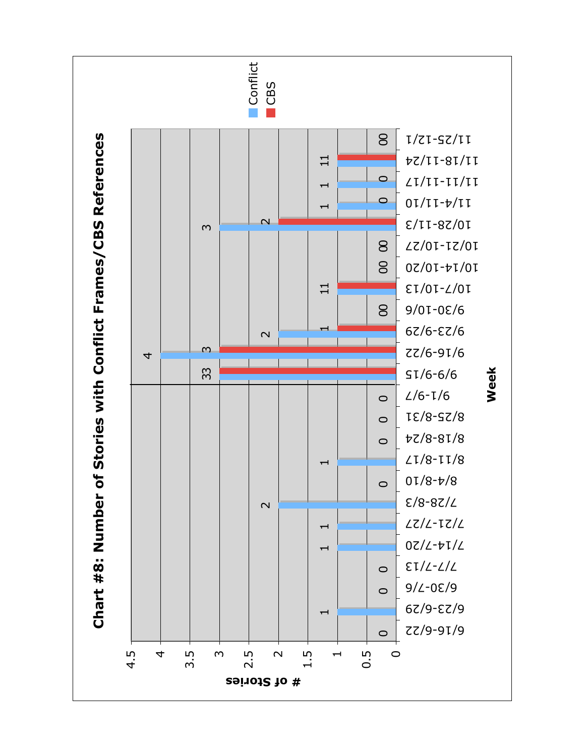**Chart #8: Number of Stories with Conflict Frames/CBS References**

Conflict
CBS

\# of Stories

4.5
4
3.5
3
2.5
2
1.5
1
0.5
0

Week

6/16-6/22
6/23-6/29
6/30-7/6
7/7-7/13
7/14-7/20
7/21-7/27
7/28-8/3
8/4-8/10
8/11-8/17
8/18-8/24
8/25-8/31
9/1-9/7
9/9-9/15
9/16-9/22
9/23-9/29
9/30-10/6
10/7-10/13
10/14-10/20
10/21-10/27
10/28-11/3
11/4-11/10
11/11-11/17
11/18-11/24
11/25-12/1

0
1
0
0
1
1
2
0
1
0
0
0
33
4
3
2
1
00
11
00
00
3
2
1
0
1
0
11
00